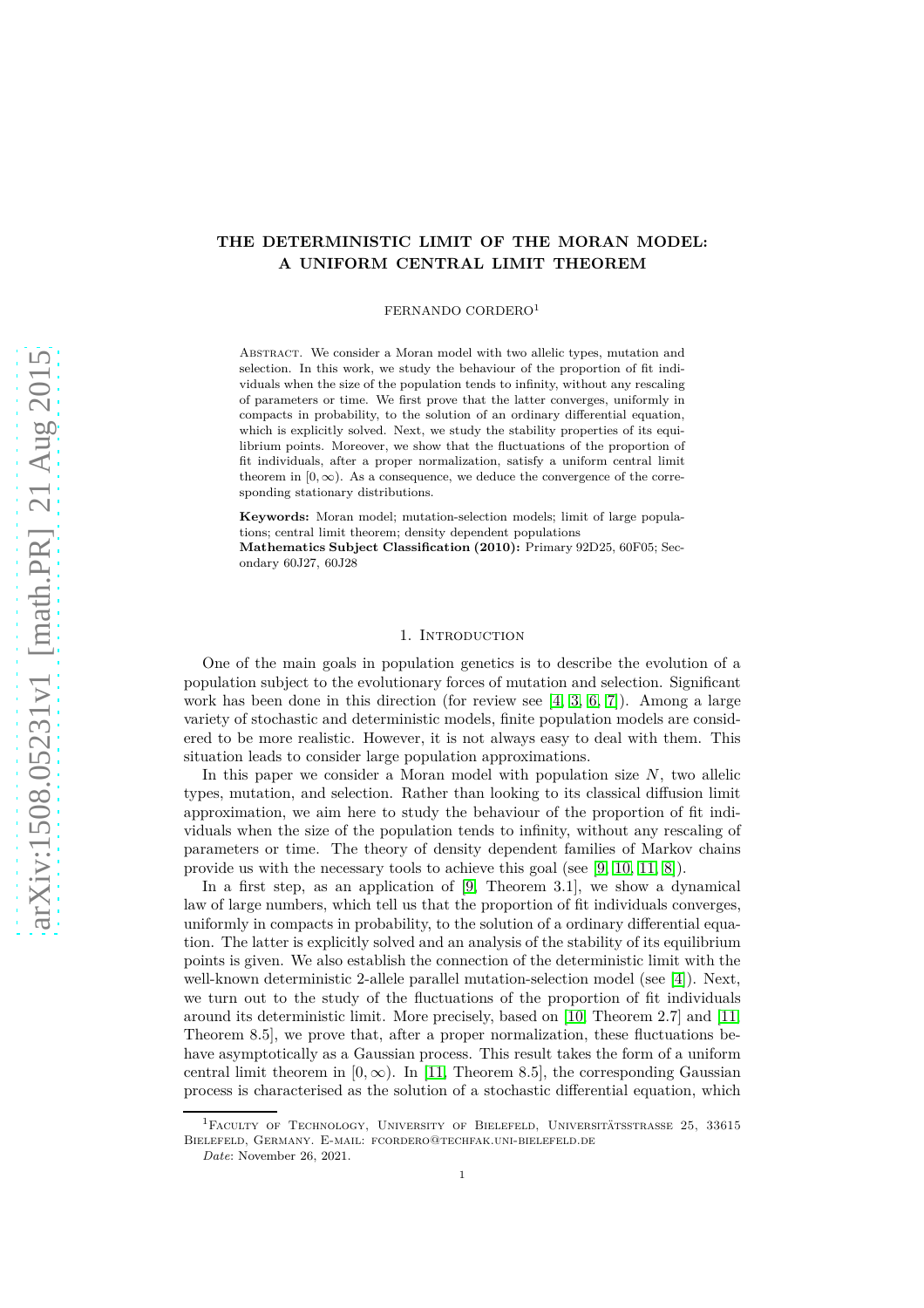# THE DETERMINISTIC LIMIT OF THE MORAN MODEL: A UNIFORM CENTRAL LIMIT THEOREM

FERNANDO CORDERO[1]

Abstract. We consider a Moran model with two allelic types, mutation and selection. In this work, we study the behaviour of the proportion of fit individuals when the size of the population tends to infinity, without any rescaling of parameters or time. We first prove that the latter converges, uniformly in compacts in probability, to the solution of an ordinary differential equation, which is explicitly solved. Next, we study the stability properties of its equilibrium points. Moreover, we show that the fluctuations of the proportion of fit individuals, after a proper normalization, satisfy a uniform central limit theorem in $[0, \infty)$. As a consequence, we deduce the convergence of the corresponding stationary distributions.

**Keywords:** Moran model; mutation-selection models; limit of large populations; central limit theorem; density dependent populations

**Mathematics Subject Classification (2010):** Primary 92D25, 60F05; Secondary 60J27, 60J28

## 1. Introduction

One of the main goals in population genetics is to describe the evolution of a population subject to the evolutionary forces of mutation and selection. Significant work has been done in this direction (for review see [4, 3, 6, 7]). Among a large variety of stochastic and deterministic models, finite population models are considered to be more realistic. However, it is not always easy to deal with them. This situation leads to consider large population approximations.

In this paper we consider a Moran model with population size $N$, two allelic types, mutation, and selection. Rather than looking to its classical diffusion limit approximation, we aim here to study the behaviour of the proportion of fit individuals when the size of the population tends to infinity, without any rescaling of parameters or time. The theory of density dependent families of Markov chains provide us with the necessary tools to achieve this goal (see [9, 10, 11, 8]).

In a first step, as an application of [9, Theorem 3.1], we show a dynamical law of large numbers, which tell us that the proportion of fit individuals converges, uniformly in compacts in probability, to the solution of a ordinary differential equation. The latter is explicitly solved and an analysis of the stability of its equilibrium points is given. We also establish the connection of the deterministic limit with the well-known deterministic 2-allele parallel mutation-selection model (see [4]). Next, we turn out to the study of the fluctuations of the proportion of fit individuals around its deterministic limit. More precisely, based on [10, Theorem 2.7] and [11, Theorem 8.5], we prove that, after a proper normalization, these fluctuations behave asymptotically as a Gaussian process. This result takes the form of a uniform central limit theorem in $[0, \infty)$. In [11, Theorem 8.5], the corresponding Gaussian process is characterised as the solution of a stochastic differential equation, which

[1] Faculty of Technology, University of Bielefeld, Universitätsstrasse 25, 33615 Bielefeld, Germany. E-mail: fcordero@techfak.uni-bielefeld.de

*Date*: November 26, 2021.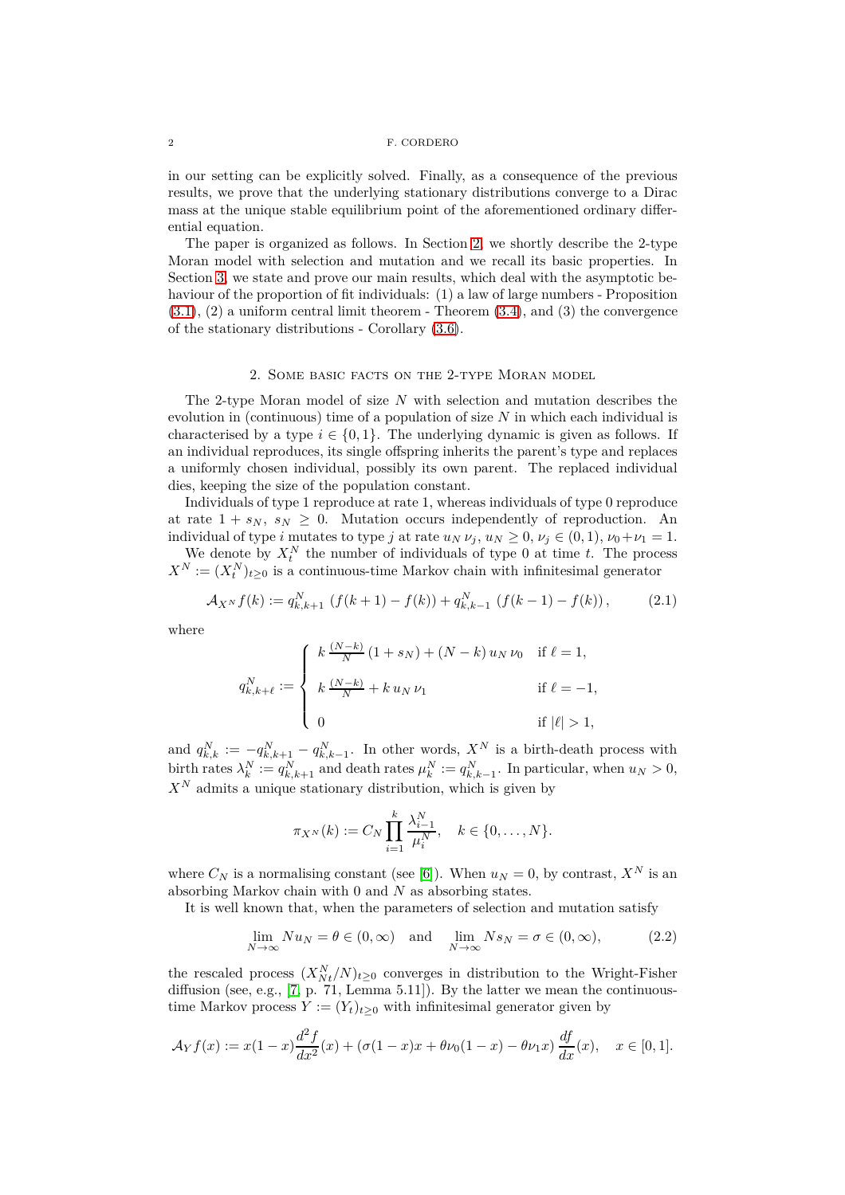in our setting can be explicitly solved. Finally, as a consequence of the previous results, we prove that the underlying stationary distributions converge to a Dirac mass at the unique stable equilibrium point of the aforementioned ordinary differential equation.

The paper is organized as follows. In Section 2, we shortly describe the 2-type Moran model with selection and mutation and we recall its basic properties. In Section 3, we state and prove our main results, which deal with the asymptotic behaviour of the proportion of fit individuals: (1) a law of large numbers - Proposition (3.1), (2) a uniform central limit theorem - Theorem (3.4), and (3) the convergence of the stationary distributions - Corollary (3.6).

## 2. Some basic facts on the 2-type Moran model

The 2-type Moran model of size $N$ with selection and mutation describes the evolution in (continuous) time of a population of size $N$ in which each individual is characterised by a type $i \in \{0,1\}$. The underlying dynamic is given as follows. If an individual reproduces, its single offspring inherits the parent's type and replaces a uniformly chosen individual, possibly its own parent. The replaced individual dies, keeping the size of the population constant.

Individuals of type 1 reproduce at rate 1, whereas individuals of type 0 reproduce at rate $1+s_N$, $s_N \geq 0$. Mutation occurs independently of reproduction. An individual of type $i$ mutates to type $j$ at rate $u_N\,\nu_j$, $u_N \geq 0$, $\nu_j \in (0,1)$, $\nu_0+\nu_1=1$.

We denote by $X_t^N$ the number of individuals of type 0 at time $t$. The process $X^N := (X_t^N)_{t\geq 0}$ is a continuous-time Markov chain with infinitesimal generator

$$\mathcal{A}_{X^N} f(k) := q_{k,k+1}^N \,\left(f(k+1)-f(k)\right) + q_{k,k-1}^N\,\left(f(k-1)-f(k)\right), \tag{2.1}$$

where

$$q_{k,k+\ell}^N := \begin{cases} k\,\frac{(N-k)}{N}\,(1+s_N) + (N-k)\,u_N\,\nu_0 & \text{if } \ell = 1, \\ k\,\frac{(N-k)}{N} + k\,u_N\,\nu_1 & \text{if } \ell=-1, \\ 0 & \text{if } |\ell|>1, \end{cases}$$

and $q_{k,k}^N := -q_{k,k+1}^N - q_{k,k-1}^N$. In other words, $X^N$ is a birth-death process with birth rates $\lambda_k^N := q_{k,k+1}^N$ and death rates $\mu_k^N := q_{k,k-1}^N$. In particular, when $u_N>0$, $X^N$ admits a unique stationary distribution, which is given by

$$\pi_{X^N}(k) := C_N \prod_{i=1}^{k} \frac{\lambda_{i-1}^N}{\mu_i^N}, \quad k \in \{0,\ldots,N\}.$$

where $C_N$ is a normalising constant (see [6]). When $u_N=0$, by contrast, $X^N$ is an absorbing Markov chain with 0 and $N$ as absorbing states.

It is well known that, when the parameters of selection and mutation satisfy

$$\lim_{N\to\infty} N u_N = \theta \in (0,\infty) \quad \text{and} \quad \lim_{N\to\infty} N s_N = \sigma \in (0,\infty), \tag{2.2}$$

the rescaled process $(X_{Nt}^N/N)_{t\geq 0}$ converges in distribution to the Wright-Fisher diffusion (see, e.g., [7, p. 71, Lemma 5.11]). By the latter we mean the continuous-time Markov process $Y := (Y_t)_{t\geq 0}$ with infinitesimal generator given by

$$\mathcal{A}_Y f(x) := x(1-x)\frac{d^2 f}{dx^2}(x) + \left(\sigma(1-x)x + \theta\nu_0(1-x) - \theta\nu_1 x\right)\frac{df}{dx}(x), \quad x \in [0,1].$$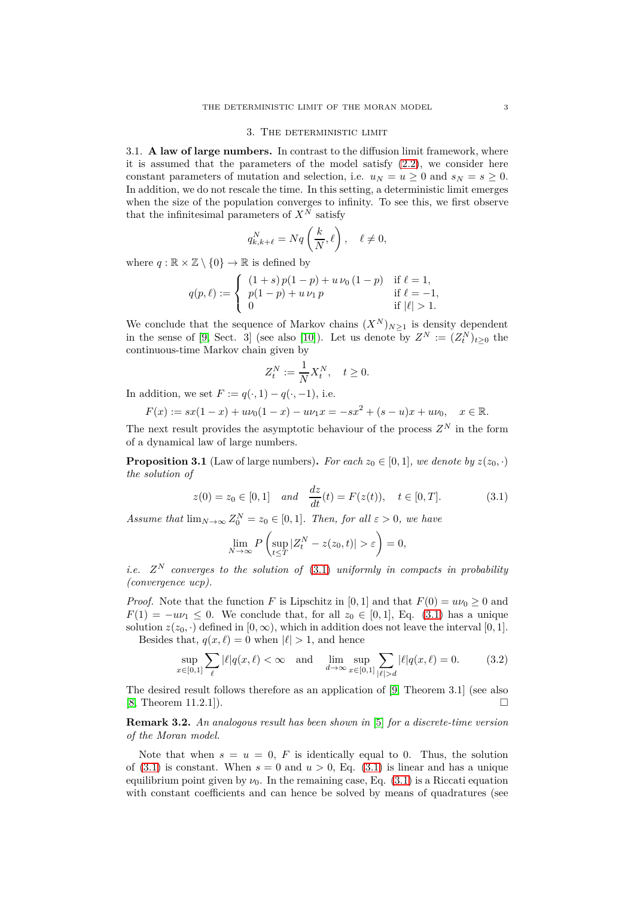## 3. The deterministic limit

3.1. **A law of large numbers.** In contrast to the diffusion limit framework, where it is assumed that the parameters of the model satisfy (2.2), we consider here constant parameters of mutation and selection, i.e. $u_N = u \geq 0$ and $s_N = s \geq 0$. In addition, we do not rescale the time. In this setting, a deterministic limit emerges when the size of the population converges to infinity. To see this, we first observe that the infinitesimal parameters of $X^N$ satisfy

$$q^N_{k,k+\ell} = Nq\left(\frac{k}{N},\ell\right), \quad \ell \neq 0,$$

where $q : \mathbb{R} \times \mathbb{Z} \setminus \{0\} \to \mathbb{R}$ is defined by

$$q(p,\ell) := \begin{cases} (1+s)\,p(1-p) + u\,\nu_0\,(1-p) & \text{if } \ell = 1, \\ p(1-p) + u\,\nu_1\,p & \text{if } \ell = -1, \\ 0 & \text{if } |\ell| > 1. \end{cases}$$

We conclude that the sequence of Markov chains $(X^N)_{N \geq 1}$ is density dependent in the sense of [9, Sect. 3] (see also [10]). Let us denote by $Z^N := (Z^N_t)_{t \geq 0}$ the continuous-time Markov chain given by

$$Z^N_t := \frac{1}{N} X^N_t, \quad t \geq 0.$$

In addition, we set $F := q(\cdot, 1) - q(\cdot, -1)$, i.e.

$$F(x) := sx(1-x) + u\nu_0(1-x) - u\nu_1 x = -sx^2 + (s-u)x + u\nu_0, \quad x \in \mathbb{R}.$$

The next result provides the asymptotic behaviour of the process $Z^N$ in the form of a dynamical law of large numbers.

**Proposition 3.1** (Law of large numbers)**.** *For each $z_0 \in [0,1]$, we denote by $z(z_0,\cdot)$ the solution of*

$$z(0) = z_0 \in [0,1] \quad \text{and} \quad \frac{dz}{dt}(t) = F(z(t)), \quad t \in [0,T]. \tag{3.1}$$

*Assume that $\lim_{N\to\infty} Z^N_0 = z_0 \in [0,1]$. Then, for all $\varepsilon > 0$, we have*

$$\lim_{N\to\infty} P\left(\sup_{t \leq T} |Z^N_t - z(z_0,t)| > \varepsilon\right) = 0,$$

*i.e. $Z^N$ converges to the solution of (3.1) uniformly in compacts in probability (convergence ucp).*

*Proof.* Note that the function $F$ is Lipschitz in $[0,1]$ and that $F(0) = u\nu_0 \geq 0$ and $F(1) = -u\nu_1 \leq 0$. We conclude that, for all $z_0 \in [0,1]$, Eq. (3.1) has a unique solution $z(z_0,\cdot)$ defined in $[0,\infty)$, which in addition does not leave the interval $[0,1]$.

Besides that, $q(x,\ell) = 0$ when $|\ell| > 1$, and hence

$$\sup_{x\in[0,1]} \sum_{\ell} |\ell| q(x,\ell) < \infty \quad \text{and} \quad \lim_{d\to\infty} \sup_{x\in[0,1]} \sum_{|\ell|>d} |\ell| q(x,\ell) = 0. \tag{3.2}$$

The desired result follows therefore as an application of [9, Theorem 3.1] (see also [8, Theorem 11.2.1]). □

**Remark 3.2.** *An analogous result has been shown in [5] for a discrete-time version of the Moran model.*

Note that when $s = u = 0$, $F$ is identically equal to 0. Thus, the solution of (3.1) is constant. When $s = 0$ and $u > 0$, Eq. (3.1) is linear and has a unique equilibrium point given by $\nu_0$. In the remaining case, Eq. (3.1) is a Riccati equation with constant coefficients and can hence be solved by means of quadratures (see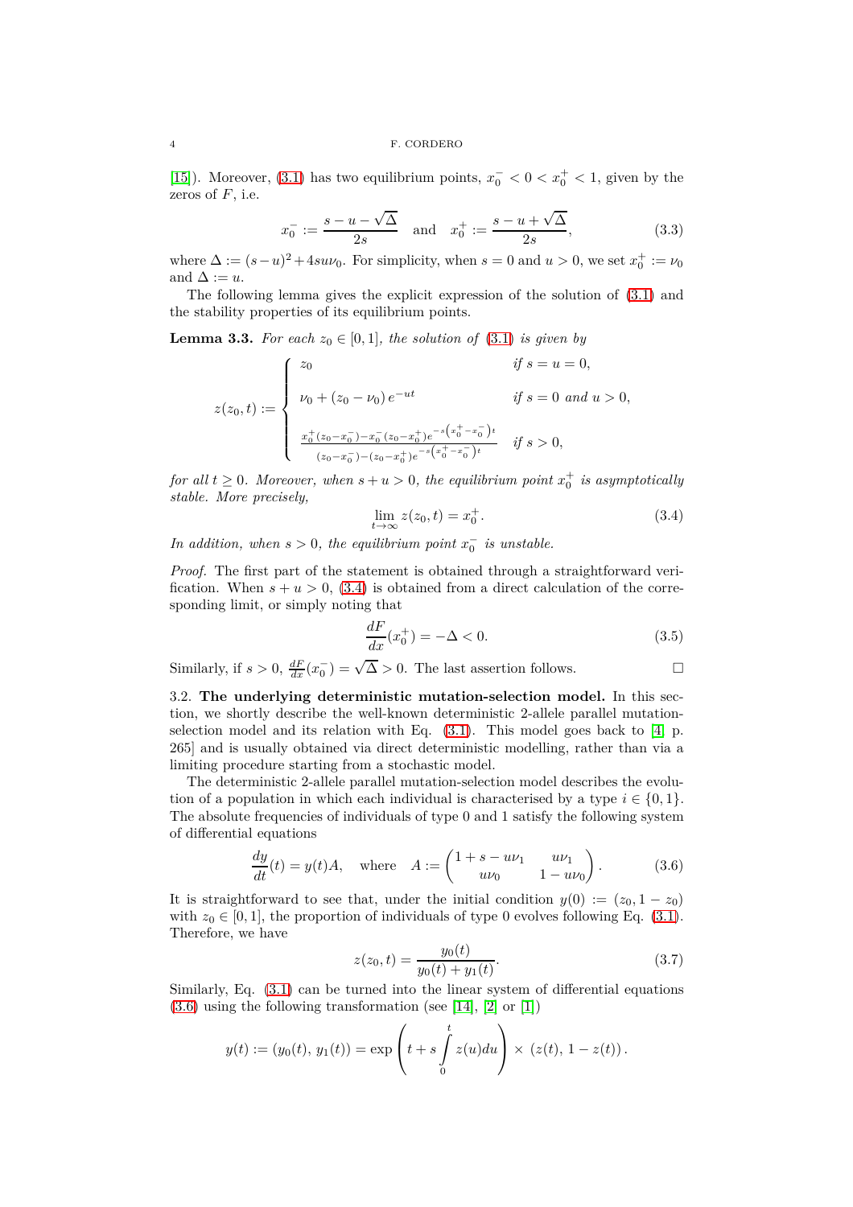[15]). Moreover, (3.1) has two equilibrium points, $x_0^- < 0 < x_0^+ < 1$, given by the zeros of $F$, i.e.

$$x_0^- := \frac{s-u-\sqrt{\Delta}}{2s} \quad \text{and} \quad x_0^+ := \frac{s-u+\sqrt{\Delta}}{2s}, \tag{3.3}$$

where $\Delta := (s-u)^2 + 4su\nu_0$. For simplicity, when $s=0$ and $u>0$, we set $x_0^+ := \nu_0$ and $\Delta := u$.

The following lemma gives the explicit expression of the solution of (3.1) and the stability properties of its equilibrium points.

**Lemma 3.3.** *For each $z_0 \in [0,1]$, the solution of (3.1) is given by*

$$z(z_0,t) := \begin{cases} z_0 & \text{if } s=u=0, \\ \nu_0 + (z_0 - \nu_0)\, e^{-ut} & \text{if } s=0 \text{ and } u>0, \\ \frac{x_0^+(z_0-x_0^-) - x_0^-(z_0-x_0^+)e^{-s\left(x_0^+-x_0^-\right)t}}{(z_0-x_0^-)-(z_0-x_0^+)e^{-s\left(x_0^+-x_0^-\right)t}} & \text{if } s>0, \end{cases}$$

*for all $t \geq 0$. Moreover, when $s+u>0$, the equilibrium point $x_0^+$ is asymptotically stable. More precisely,*

$$\lim_{t\to\infty} z(z_0,t) = x_0^+. \tag{3.4}$$

*In addition, when $s>0$, the equilibrium point $x_0^-$ is unstable.*

*Proof.* The first part of the statement is obtained through a straightforward verification. When $s+u>0$, (3.4) is obtained from a direct calculation of the corresponding limit, or simply noting that

$$\frac{dF}{dx}(x_0^+) = -\Delta < 0. \tag{3.5}$$

Similarly, if $s>0$, $\frac{dF}{dx}(x_0^-) = \sqrt{\Delta} > 0$. The last assertion follows. □

3.2. **The underlying deterministic mutation-selection model.** In this section, we shortly describe the well-known deterministic 2-allele parallel mutation-selection model and its relation with Eq. (3.1). This model goes back to [4, p. 265] and is usually obtained via direct deterministic modelling, rather than via a limiting procedure starting from a stochastic model.

The deterministic 2-allele parallel mutation-selection model describes the evolution of a population in which each individual is characterised by a type $i \in \{0,1\}$. The absolute frequencies of individuals of type 0 and 1 satisfy the following system of differential equations

$$\frac{dy}{dt}(t) = y(t)A, \quad \text{where} \quad A := \begin{pmatrix} 1+s-u\nu_1 & u\nu_1 \\ u\nu_0 & 1-u\nu_0 \end{pmatrix}. \tag{3.6}$$

It is straightforward to see that, under the initial condition $y(0) := (z_0, 1-z_0)$ with $z_0 \in [0,1]$, the proportion of individuals of type 0 evolves following Eq. (3.1). Therefore, we have

$$z(z_0,t) = \frac{y_0(t)}{y_0(t)+y_1(t)}. \tag{3.7}$$

Similarly, Eq. (3.1) can be turned into the linear system of differential equations (3.6) using the following transformation (see [14], [2] or [1])

$$y(t) := (y_0(t),\, y_1(t)) = \exp\left(t + s\int_0^t z(u)du\right) \times\, (z(t),\, 1-z(t)).$$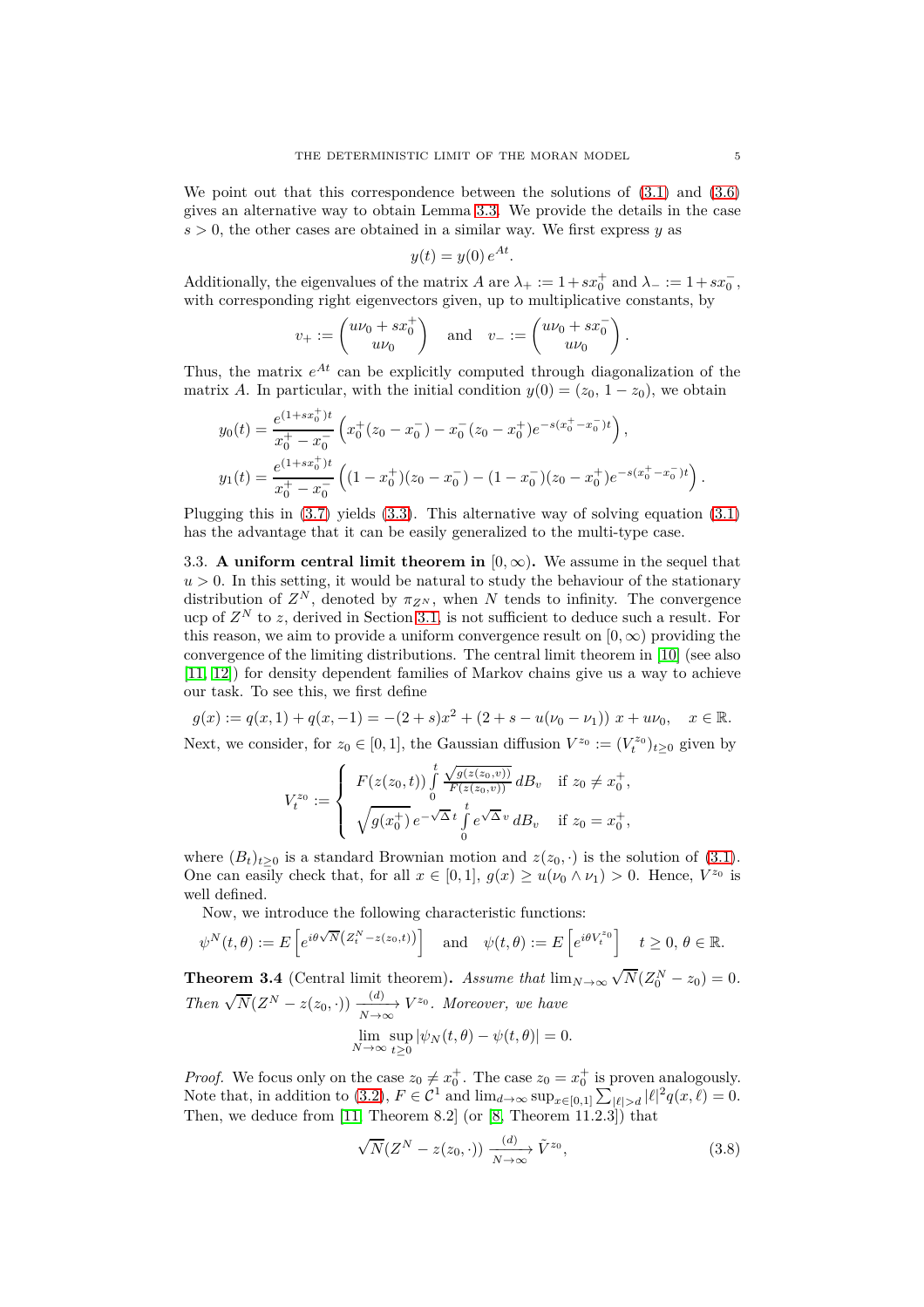We point out that this correspondence between the solutions of (3.1) and (3.6) gives an alternative way to obtain Lemma 3.3. We provide the details in the case $s > 0$, the other cases are obtained in a similar way. We first express $y$ as

$$y(t) = y(0)\, e^{At}.$$

Additionally, the eigenvalues of the matrix $A$ are $\lambda_+ := 1 + s x_0^+$ and $\lambda_- := 1 + s x_0^-$, with corresponding right eigenvectors given, up to multiplicative constants, by

$$v_+ := \begin{pmatrix} u\nu_0 + s x_0^+ \\ u\nu_0 \end{pmatrix} \quad \text{and} \quad v_- := \begin{pmatrix} u\nu_0 + s x_0^- \\ u\nu_0 \end{pmatrix}.$$

Thus, the matrix $e^{At}$ can be explicitly computed through diagonalization of the matrix $A$. In particular, with the initial condition $y(0) = (z_0,\, 1 - z_0)$, we obtain

$$y_0(t) = \frac{e^{(1+sx_0^+)t}}{x_0^+ - x_0^-}\left( x_0^+(z_0 - x_0^-) - x_0^-(z_0 - x_0^+)e^{-s(x_0^+ - x_0^-)t} \right),$$
$$y_1(t) = \frac{e^{(1+sx_0^+)t}}{x_0^+ - x_0^-}\left( (1 - x_0^+)(z_0 - x_0^-) - (1 - x_0^-)(z_0 - x_0^+)e^{-s(x_0^+ - x_0^-)t} \right).$$

Plugging this in (3.7) yields (3.3). This alternative way of solving equation (3.1) has the advantage that it can be easily generalized to the multi-type case.

### 3.3. A uniform central limit theorem in $[0, \infty)$.

We assume in the sequel that $u > 0$. In this setting, it would be natural to study the behaviour of the stationary distribution of $Z^N$, denoted by $\pi_{Z^N}$, when $N$ tends to infinity. The convergence ucp of $Z^N$ to $z$, derived in Section 3.1, is not sufficient to deduce such a result. For this reason, we aim to provide a uniform convergence result on $[0, \infty)$ providing the convergence of the limiting distributions. The central limit theorem in [10] (see also [11, 12]) for density dependent families of Markov chains give us a way to achieve our task. To see this, we first define

$$g(x) := q(x, 1) + q(x, -1) = -(2 + s)x^2 + (2 + s - u(\nu_0 - \nu_1))\, x + u\nu_0, \quad x \in \mathbb{R}.$$

Next, we consider, for $z_0 \in [0, 1]$, the Gaussian diffusion $V^{z_0} := (V_t^{z_0})_{t \geq 0}$ given by

$$V_t^{z_0} := \begin{cases} F(z(z_0, t)) \int\limits_0^t \frac{\sqrt{g(z(z_0, v))}}{F(z(z_0, v))}\, dB_v & \text{if } z_0 \neq x_0^+, \\ \sqrt{g(x_0^+)}\, e^{-\sqrt{\Delta}\, t} \int\limits_0^t e^{\sqrt{\Delta}\, v}\, dB_v & \text{if } z_0 = x_0^+, \end{cases}$$

where $(B_t)_{t \geq 0}$ is a standard Brownian motion and $z(z_0, \cdot)$ is the solution of (3.1). One can easily check that, for all $x \in [0, 1]$, $g(x) \geq u(\nu_0 \wedge \nu_1) > 0$. Hence, $V^{z_0}$ is well defined.

Now, we introduce the following characteristic functions:

$$\psi^N(t, \theta) := E\left[ e^{i\theta\sqrt{N}\left(Z_t^N - z(z_0, t)\right)} \right] \quad \text{and} \quad \psi(t, \theta) := E\left[ e^{i\theta V_t^{z_0}} \right] \quad t \geq 0,\, \theta \in \mathbb{R}.$$

**Theorem 3.4** (Central limit theorem)**.** *Assume that $\lim_{N\to\infty} \sqrt{N}(Z_0^N - z_0) = 0$. Then $\sqrt{N}(Z^N - z(z_0, \cdot)) \xrightarrow[N\to\infty]{(d)} V^{z_0}$. Moreover, we have*

$$\lim_{N\to\infty} \sup_{t \geq 0} |\psi_N(t, \theta) - \psi(t, \theta)| = 0.$$

*Proof.* We focus only on the case $z_0 \neq x_0^+$. The case $z_0 = x_0^+$ is proven analogously. Note that, in addition to (3.2), $F \in \mathcal{C}^1$ and $\lim_{d\to\infty} \sup_{x\in[0,1]} \sum_{|\ell|>d} |\ell|^2 q(x, \ell) = 0$. Then, we deduce from [11, Theorem 8.2] (or [8, Theorem 11.2.3]) that

$$\sqrt{N}(Z^N - z(z_0, \cdot)) \xrightarrow[N\to\infty]{(d)} \tilde{V}^{z_0}, \tag{3.8}$$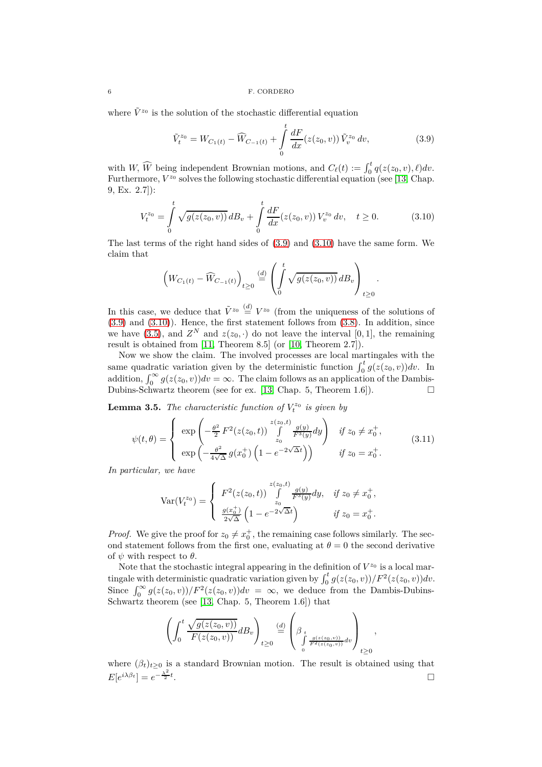where $\tilde{V}^{z_0}$ is the solution of the stochastic differential equation

$$\tilde{V}_t^{z_0} = W_{C_1(t)} - \widehat{W}_{C_{-1}(t)} + \int\limits_0^t \frac{dF}{dx}(z(z_0,v))\, \tilde{V}_v^{z_0}\, dv, \tag{3.9}$$

with $W$, $\widehat{W}$ being independent Brownian motions, and $C_\ell(t) := \int_0^t q(z(z_0,v),\ell)dv$. Furthermore, $V^{z_0}$ solves the following stochastic differential equation (see [13, Chap. 9, Ex. 2.7]):

$$V_t^{z_0} = \int\limits_0^t \sqrt{g(z(z_0,v))}\, dB_v + \int\limits_0^t \frac{dF}{dx}(z(z_0,v))\, V_v^{z_0}\, dv, \quad t \geq 0. \tag{3.10}$$

The last terms of the right hand sides of (3.9) and (3.10) have the same form. We claim that

$$\left(W_{C_1(t)} - \widehat{W}_{C_{-1}(t)}\right)_{t\geq 0} \overset{(d)}{=} \left(\int\limits_0^t \sqrt{g(z(z_0,v))}\, dB_v\right)_{t\geq 0}.$$

In this case, we deduce that $\tilde{V}^{z_0} \overset{(d)}{=} V^{z_0}$ (from the uniqueness of the solutions of (3.9) and (3.10)). Hence, the first statement follows from (3.8). In addition, since we have (3.5), and $Z^N$ and $z(z_0,\cdot)$ do not leave the interval $[0,1]$, the remaining result is obtained from [11, Theorem 8.5] (or [10, Theorem 2.7]).

Now we show the claim. The involved processes are local martingales with the same quadratic variation given by the deterministic function $\int_0^t g(z(z_0,v))dv$. In addition, $\int_0^\infty g(z(z_0,v))dv = \infty$. The claim follows as an application of the Dambis-Dubins-Schwartz theorem (see for ex. [13, Chap. 5, Theorem 1.6]). $\square$

**Lemma 3.5.** *The characteristic function of $V_t^{z_0}$ is given by*

$$\psi(t,\theta) = \begin{cases} \exp\left(-\frac{\theta^2}{2}\, F^2(z(z_0,t)) \int\limits_{z_0}^{z(z_0,t)} \frac{g(y)}{F^3(y)}dy\right) & \text{if } z_0 \neq x_0^+, \\ \exp\left(-\frac{\theta^2}{4\sqrt{\Delta}}\, g(x_0^+)\left(1 - e^{-2\sqrt{\Delta}t}\right)\right) & \text{if } z_0 = x_0^+. \end{cases} \tag{3.11}$$

*In particular, we have*

$$\operatorname{Var}(V_t^{z_0}) = \begin{cases} F^2(z(z_0,t)) \int\limits_{z_0}^{z(z_0,t)} \frac{g(y)}{F^3(y)}dy, & \text{if } z_0 \neq x_0^+, \\ \frac{g(x_0^+)}{2\sqrt{\Delta}}\left(1 - e^{-2\sqrt{\Delta}t}\right) & \text{if } z_0 = x_0^+. \end{cases}$$

*Proof.* We give the proof for $z_0 \neq x_0^+$, the remaining case follows similarly. The second statement follows from the first one, evaluating at $\theta = 0$ the second derivative of $\psi$ with respect to $\theta$.

Note that the stochastic integral appearing in the definition of $V^{z_0}$ is a local martingale with deterministic quadratic variation given by $\int_0^t g(z(z_0,v))/F^2(z(z_0,v))dv$. Since $\int_0^\infty g(z(z_0,v))/F^2(z(z_0,v))dv = \infty$, we deduce from the Dambis-Dubins-Schwartz theorem (see [13, Chap. 5, Theorem 1.6]) that

$$\left(\int_0^t \frac{\sqrt{g(z(z_0,v))}}{F(z(z_0,v))}dB_v\right)_{t\geq 0} \overset{(d)}{=} \left(\beta_{\int\limits_0^t \frac{g(z(z_0,v))}{F^2(z(z_0,v))}dv}\right)_{t\geq 0},$$

where $(\beta_t)_{t\geq 0}$ is a standard Brownian motion. The result is obtained using that $E[e^{i\lambda\beta_t}] = e^{-\frac{\lambda^2}{2}t}$. $\square$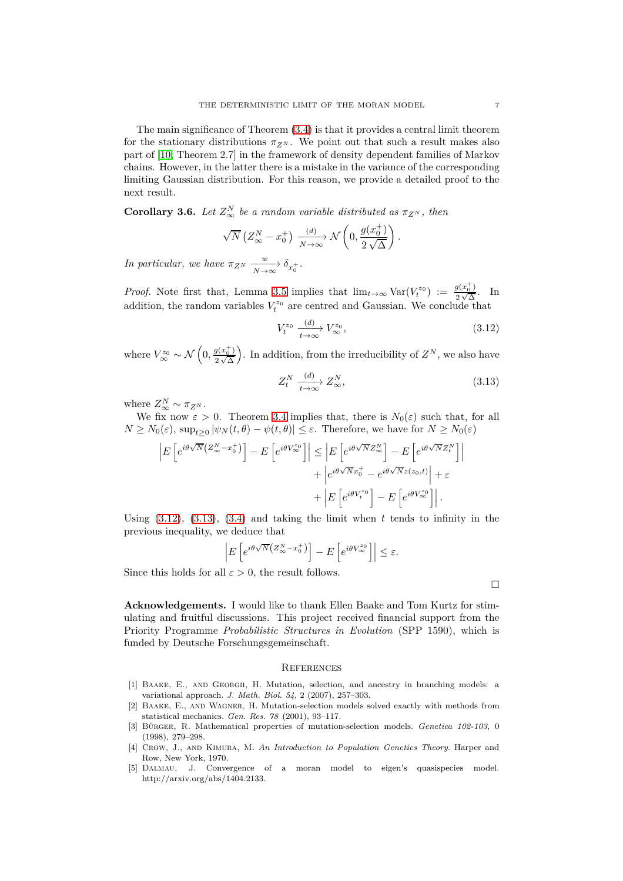The main significance of Theorem (3.4) is that it provides a central limit theorem for the stationary distributions $\pi_{Z^N}$. We point out that such a result makes also part of [10, Theorem 2.7] in the framework of density dependent families of Markov chains. However, in the latter there is a mistake in the variance of the corresponding limiting Gaussian distribution. For this reason, we provide a detailed proof to the next result.

**Corollary 3.6.** *Let $Z_\infty^N$ be a random variable distributed as $\pi_{Z^N}$, then*

$$\sqrt{N}\left(Z_\infty^N - x_0^+\right) \xrightarrow[N\to\infty]{(d)} \mathcal{N}\left(0, \frac{g(x_0^+)}{2\sqrt{\Delta}}\right).$$

*In particular, we have $\pi_{Z^N} \xrightarrow[N\to\infty]{w} \delta_{x_0^+}$.*

*Proof.* Note first that, Lemma 3.5 implies that $\lim_{t\to\infty} \mathrm{Var}(V_t^{z_0}) := \frac{g(x_0^+)}{2\sqrt{\Delta}}$. In addition, the random variables $V_t^{z_0}$ are centred and Gaussian. We conclude that

$$V_t^{z_0} \xrightarrow[t\to\infty]{(d)} V_\infty^{z_0}, \tag{3.12}$$

where $V_\infty^{z_0} \sim \mathcal{N}\left(0, \frac{g(x_0^+)}{2\sqrt{\Delta}}\right)$. In addition, from the irreducibility of $Z^N$, we also have

$$Z_t^N \xrightarrow[t\to\infty]{(d)} Z_\infty^N, \tag{3.13}$$

where $Z_\infty^N \sim \pi_{Z^N}$.

We fix now $\varepsilon > 0$. Theorem 3.4 implies that, there is $N_0(\varepsilon)$ such that, for all $N \geq N_0(\varepsilon)$, $\sup_{t\geq 0} |\psi_N(t,\theta) - \psi(t,\theta)| \leq \varepsilon$. Therefore, we have for $N \geq N_0(\varepsilon)$

$$\begin{aligned}
\left| E\left[e^{i\theta\sqrt{N}\left(Z_\infty^N - x_0^+\right)}\right] - E\left[e^{i\theta V_\infty^{z_0}}\right]\right| \leq{}& \left| E\left[e^{i\theta\sqrt{N}Z_\infty^N}\right] - E\left[e^{i\theta\sqrt{N}Z_t^N}\right]\right| \\
&+ \left| e^{i\theta\sqrt{N}x_0^+} - e^{i\theta\sqrt{N}z(z_0,t)}\right| + \varepsilon \\
&+ \left| E\left[e^{i\theta V_t^{z_0}}\right] - E\left[e^{i\theta V_\infty^{z_0}}\right]\right|.
\end{aligned}$$

Using (3.12), (3.13), (3.4) and taking the limit when $t$ tends to infinity in the previous inequality, we deduce that

$$\left| E\left[e^{i\theta\sqrt{N}\left(Z_\infty^N - x_0^+\right)}\right] - E\left[e^{i\theta V_\infty^{z_0}}\right]\right| \leq \varepsilon.$$

Since this holds for all $\varepsilon > 0$, the result follows.

∎

**Acknowledgements.** I would like to thank Ellen Baake and Tom Kurtz for stimulating and fruitful discussions. This project received financial support from the Priority Programme *Probabilistic Structures in Evolution* (SPP 1590), which is funded by Deutsche Forschungsgemeinschaft.

## References

[1] Baake, E., and Georgii, H. Mutation, selection, and ancestry in branching models: a variational approach. *J. Math. Biol. 54*, 2 (2007), 257–303.

[2] Baake, E., and Wagner, H. Mutation-selection models solved exactly with methods from statistical mechanics. *Gen. Res. 78* (2001), 93–117.

[3] Bürger, R. Mathematical properties of mutation-selection models. *Genetica 102-103*, 0 (1998), 279–298.

[4] Crow, J., and Kimura, M. *An Introduction to Population Genetics Theory*. Harper and Row, New York, 1970.

[5] Dalmau, J. Convergence of a moran model to eigen's quasispecies model. http://arxiv.org/abs/1404.2133.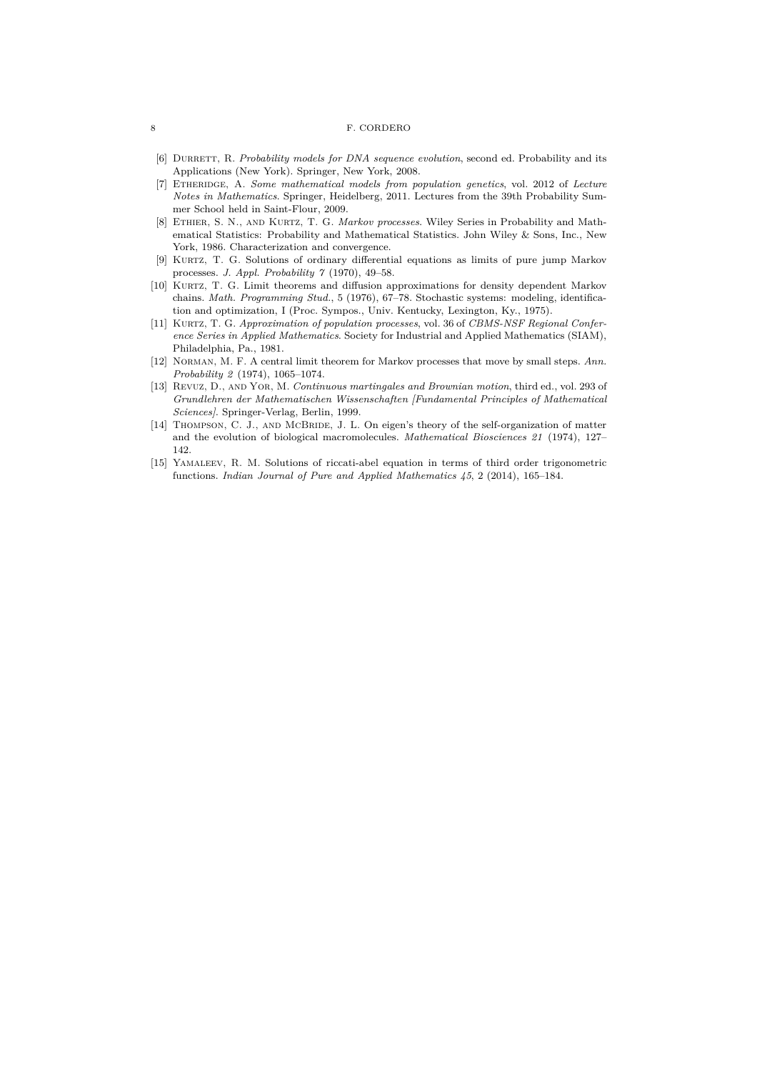[6] Durrett, R. *Probability models for DNA sequence evolution*, second ed. Probability and its Applications (New York). Springer, New York, 2008.

[7] Etheridge, A. *Some mathematical models from population genetics*, vol. 2012 of *Lecture Notes in Mathematics*. Springer, Heidelberg, 2011. Lectures from the 39th Probability Summer School held in Saint-Flour, 2009.

[8] Ethier, S. N., and Kurtz, T. G. *Markov processes*. Wiley Series in Probability and Mathematical Statistics: Probability and Mathematical Statistics. John Wiley & Sons, Inc., New York, 1986. Characterization and convergence.

[9] Kurtz, T. G. Solutions of ordinary differential equations as limits of pure jump Markov processes. *J. Appl. Probability 7* (1970), 49–58.

[10] Kurtz, T. G. Limit theorems and diffusion approximations for density dependent Markov chains. *Math. Programming Stud.*, 5 (1976), 67–78. Stochastic systems: modeling, identification and optimization, I (Proc. Sympos., Univ. Kentucky, Lexington, Ky., 1975).

[11] Kurtz, T. G. *Approximation of population processes*, vol. 36 of *CBMS-NSF Regional Conference Series in Applied Mathematics*. Society for Industrial and Applied Mathematics (SIAM), Philadelphia, Pa., 1981.

[12] Norman, M. F. A central limit theorem for Markov processes that move by small steps. *Ann. Probability 2* (1974), 1065–1074.

[13] Revuz, D., and Yor, M. *Continuous martingales and Brownian motion*, third ed., vol. 293 of *Grundlehren der Mathematischen Wissenschaften [Fundamental Principles of Mathematical Sciences]*. Springer-Verlag, Berlin, 1999.

[14] Thompson, C. J., and McBride, J. L. On eigen's theory of the self-organization of matter and the evolution of biological macromolecules. *Mathematical Biosciences 21* (1974), 127–142.

[15] Yamaleev, R. M. Solutions of riccati-abel equation in terms of third order trigonometric functions. *Indian Journal of Pure and Applied Mathematics 45*, 2 (2014), 165–184.